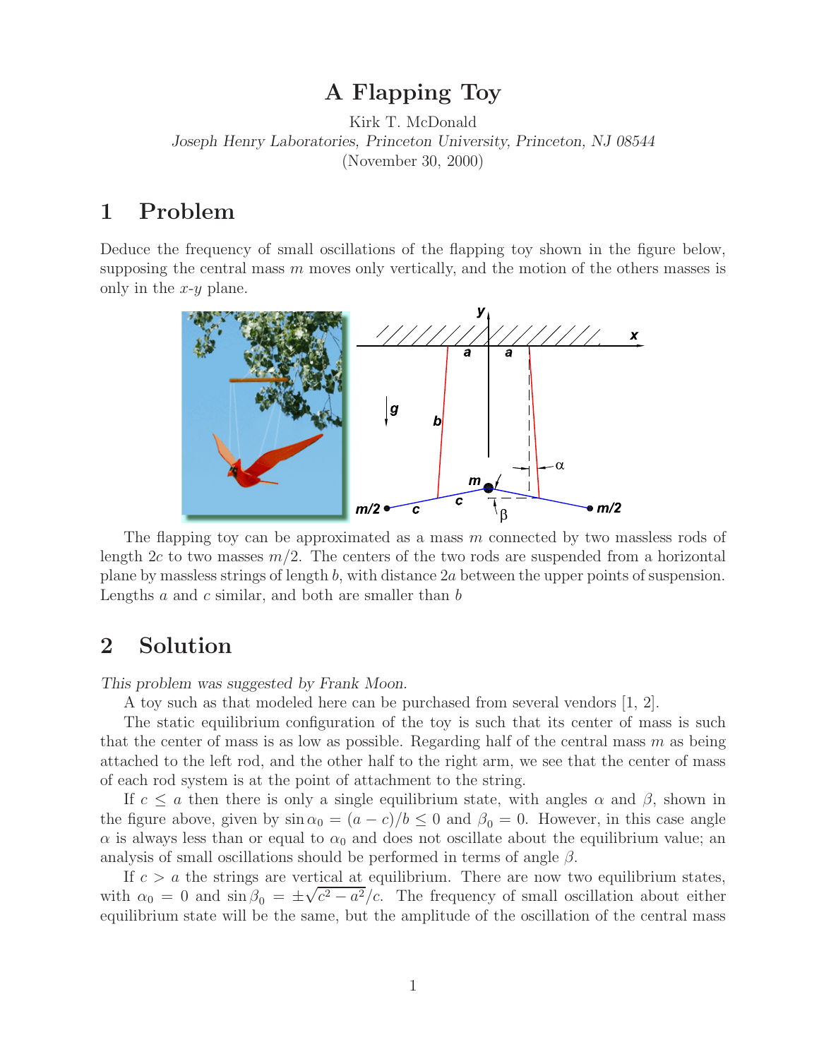# A Flapping Toy

Kirk T. McDonald

*Joseph Henry Laboratories, Princeton University, Princeton, NJ 08544*

(November 30, 2000)

## 1 Problem

Deduce the frequency of small oscillations of the flapping toy shown in the figure below, supposing the central mass $m$ moves only vertically, and the motion of the others masses is only in the $x$-$y$ plane.

The flapping toy can be approximated as a mass $m$ connected by two massless rods of length $2c$ to two masses $m/2$. The centers of the two rods are suspended from a horizontal plane by massless strings of length $b$, with distance $2a$ between the upper points of suspension. Lengths $a$ and $c$ similar, and both are smaller than $b$

## 2 Solution

*This problem was suggested by Frank Moon.*

A toy such as that modeled here can be purchased from several vendors [1, 2].

The static equilibrium configuration of the toy is such that its center of mass is such that the center of mass is as low as possible. Regarding half of the central mass $m$ as being attached to the left rod, and the other half to the right arm, we see that the center of mass of each rod system is at the point of attachment to the string.

If $c \leq a$ then there is only a single equilibrium state, with angles $\alpha$ and $\beta$, shown in the figure above, given by $\sin \alpha_0 = (a - c)/b \leq 0$ and $\beta_0 = 0$. However, in this case angle $\alpha$ is always less than or equal to $\alpha_0$ and does not oscillate about the equilibrium value; an analysis of small oscillations should be performed in terms of angle $\beta$.

If $c > a$ the strings are vertical at equilibrium. There are now two equilibrium states, with $\alpha_0 = 0$ and $\sin \beta_0 = \pm\sqrt{c^2 - a^2}/c$. The frequency of small oscillation about either equilibrium state will be the same, but the amplitude of the oscillation of the central mass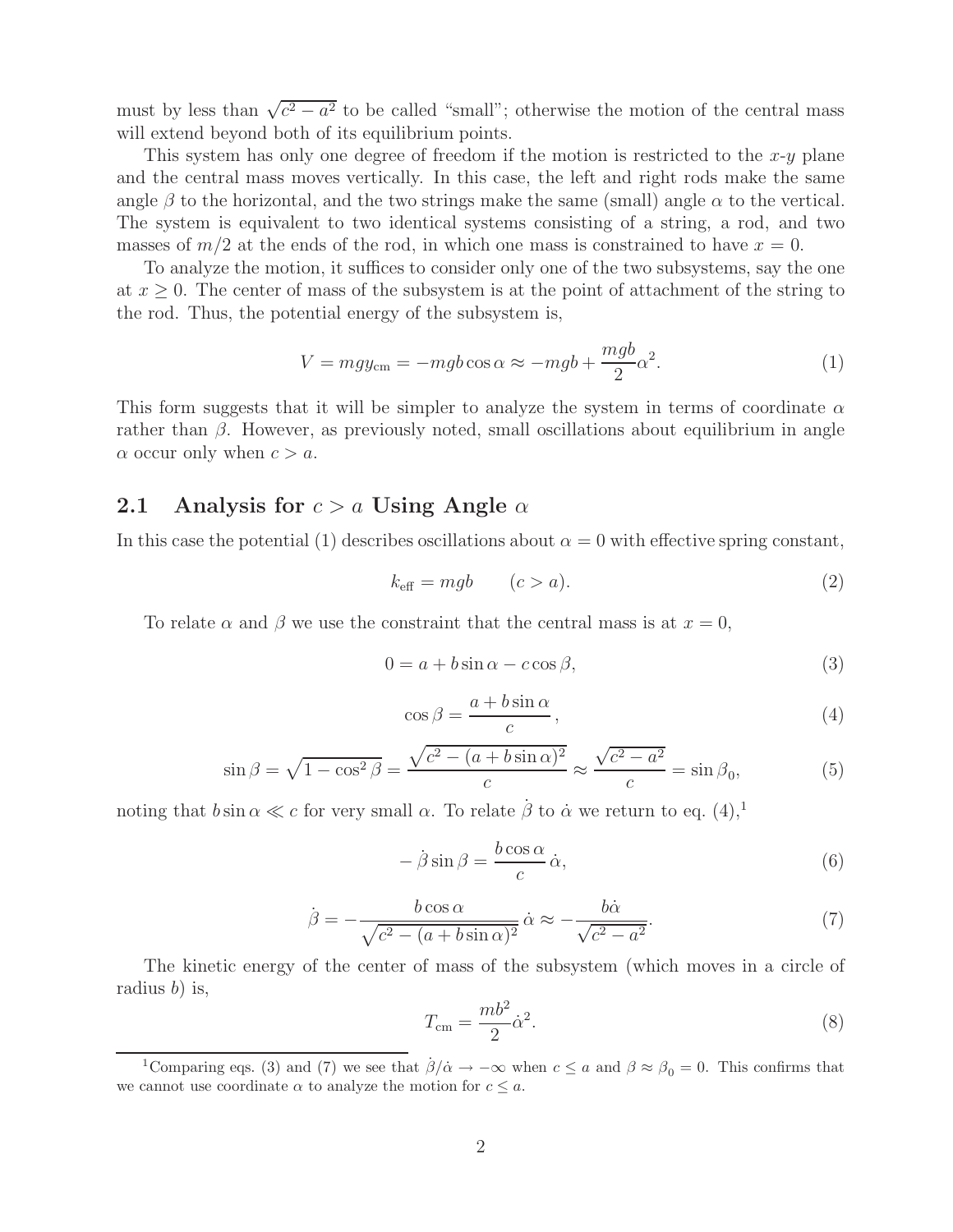must by less than $\sqrt{c^2 - a^2}$ to be called "small"; otherwise the motion of the central mass will extend beyond both of its equilibrium points.

This system has only one degree of freedom if the motion is restricted to the $x$-$y$ plane and the central mass moves vertically. In this case, the left and right rods make the same angle $\beta$ to the horizontal, and the two strings make the same (small) angle $\alpha$ to the vertical. The system is equivalent to two identical systems consisting of a string, a rod, and two masses of $m/2$ at the ends of the rod, in which one mass is constrained to have $x = 0$.

To analyze the motion, it suffices to consider only one of the two subsystems, say the one at $x \geq 0$. The center of mass of the subsystem is at the point of attachment of the string to the rod. Thus, the potential energy of the subsystem is,

$$V = mgy_{\rm cm} = -mgb\cos\alpha \approx -mgb + \frac{mgb}{2}\alpha^2. \tag{1}$$

This form suggests that it will be simpler to analyze the system in terms of coordinate $\alpha$ rather than $\beta$. However, as previously noted, small oscillations about equilibrium in angle $\alpha$ occur only when $c > a$.

## 2.1 Analysis for $c > a$ Using Angle $\alpha$

In this case the potential (1) describes oscillations about $\alpha = 0$ with effective spring constant,

$$k_{\rm eff} = mgb \qquad (c > a). \tag{2}$$

To relate $\alpha$ and $\beta$ we use the constraint that the central mass is at $x = 0$,

$$0 = a + b\sin\alpha - c\cos\beta, \tag{3}$$

$$\cos\beta = \frac{a + b\sin\alpha}{c}, \tag{4}$$

$$\sin\beta = \sqrt{1 - \cos^2\beta} = \frac{\sqrt{c^2 - (a + b\sin\alpha)^2}}{c} \approx \frac{\sqrt{c^2 - a^2}}{c} = \sin\beta_0, \tag{5}$$

noting that $b\sin\alpha \ll c$ for very small $\alpha$. To relate $\dot\beta$ to $\dot\alpha$ we return to eq. (4),[1]

$$-\dot\beta\sin\beta = \frac{b\cos\alpha}{c}\,\dot\alpha, \tag{6}$$

$$\dot\beta = -\frac{b\cos\alpha}{\sqrt{c^2 - (a + b\sin\alpha)^2}}\,\dot\alpha \approx -\frac{b\dot\alpha}{\sqrt{c^2 - a^2}}. \tag{7}$$

The kinetic energy of the center of mass of the subsystem (which moves in a circle of radius $b$) is,

$$T_{\rm cm} = \frac{mb^2}{2}\dot\alpha^2. \tag{8}$$

[1] Comparing eqs. (3) and (7) we see that $\dot\beta/\dot\alpha \to -\infty$ when $c \leq a$ and $\beta \approx \beta_0 = 0$. This confirms that we cannot use coordinate $\alpha$ to analyze the motion for $c \leq a$.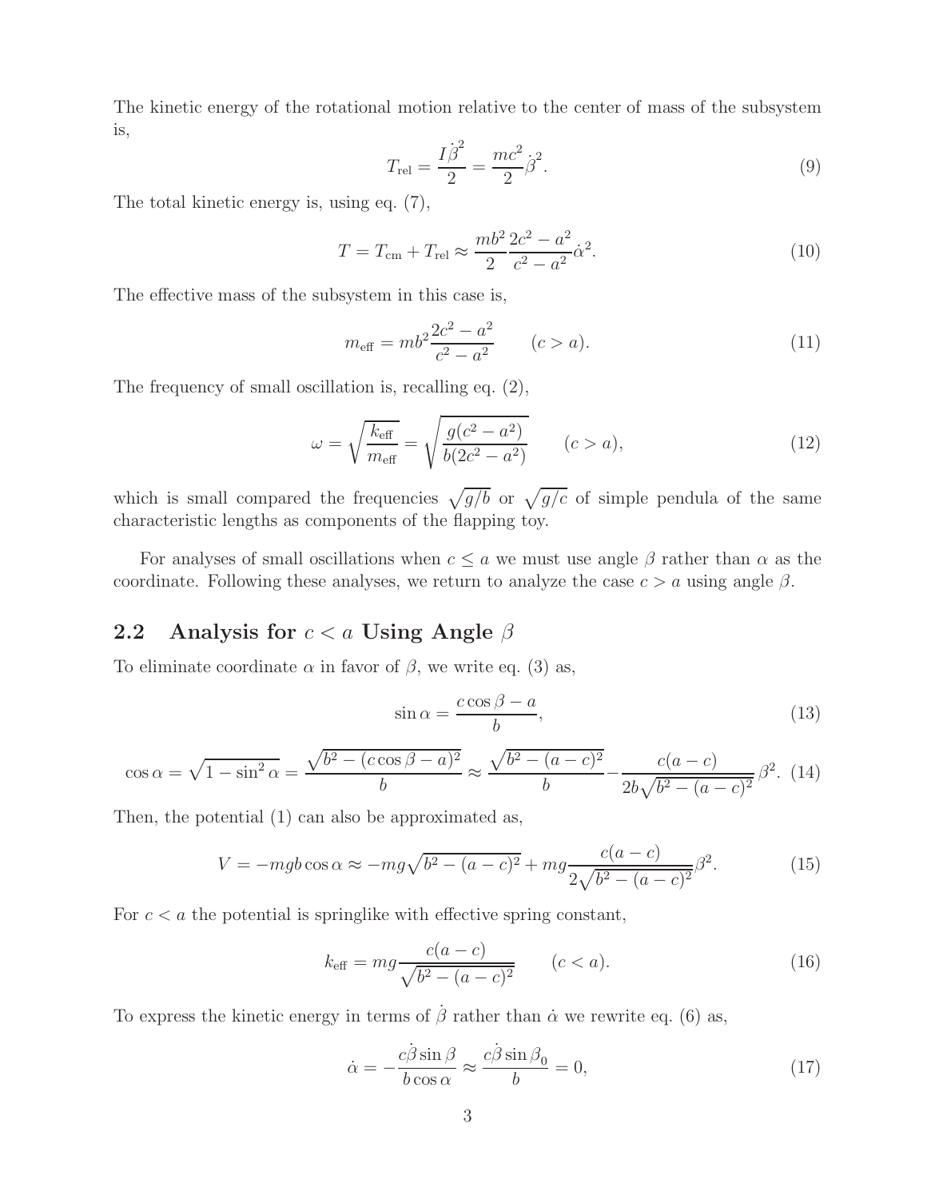The kinetic energy of the rotational motion relative to the center of mass of the subsystem is,

$$T_{\rm rel} = \frac{I\dot{\beta}^2}{2} = \frac{mc^2}{2}\dot{\beta}^2. \tag{9}$$

The total kinetic energy is, using eq. (7),

$$T = T_{\rm cm} + T_{\rm rel} \approx \frac{mb^2}{2}\frac{2c^2 - a^2}{c^2 - a^2}\dot{\alpha}^2. \tag{10}$$

The effective mass of the subsystem in this case is,

$$m_{\rm eff} = mb^2 \frac{2c^2 - a^2}{c^2 - a^2} \qquad (c > a). \tag{11}$$

The frequency of small oscillation is, recalling eq. (2),

$$\omega = \sqrt{\frac{k_{\rm eff}}{m_{\rm eff}}} = \sqrt{\frac{g(c^2 - a^2)}{b(2c^2 - a^2)}} \qquad (c > a), \tag{12}$$

which is small compared the frequencies $\sqrt{g/b}$ or $\sqrt{g/c}$ of simple pendula of the same characteristic lengths as components of the flapping toy.

For analyses of small oscillations when $c \le a$ we must use angle $\beta$ rather than $\alpha$ as the coordinate. Following these analyses, we return to analyze the case $c > a$ using angle $\beta$.

## 2.2 Analysis for $c < a$ Using Angle $\beta$

To eliminate coordinate $\alpha$ in favor of $\beta$, we write eq. (3) as,

$$\sin\alpha = \frac{c\cos\beta - a}{b}, \tag{13}$$

$$\cos\alpha = \sqrt{1 - \sin^2\alpha} = \frac{\sqrt{b^2 - (c\cos\beta - a)^2}}{b} \approx \frac{\sqrt{b^2 - (a-c)^2}}{b} - \frac{c(a-c)}{2b\sqrt{b^2 - (a-c)^2}}\beta^2. \tag{14}$$

Then, the potential (1) can also be approximated as,

$$V = -mgb\cos\alpha \approx -mg\sqrt{b^2 - (a-c)^2} + mg\frac{c(a-c)}{2\sqrt{b^2 - (a-c)^2}}\beta^2. \tag{15}$$

For $c < a$ the potential is springlike with effective spring constant,

$$k_{\rm eff} = mg\frac{c(a-c)}{\sqrt{b^2 - (a-c)^2}} \qquad (c < a). \tag{16}$$

To express the kinetic energy in terms of $\dot{\beta}$ rather than $\dot{\alpha}$ we rewrite eq. (6) as,

$$\dot{\alpha} = -\frac{c\dot{\beta}\sin\beta}{b\cos\alpha} \approx \frac{c\dot{\beta}\sin\beta_0}{b} = 0, \tag{17}$$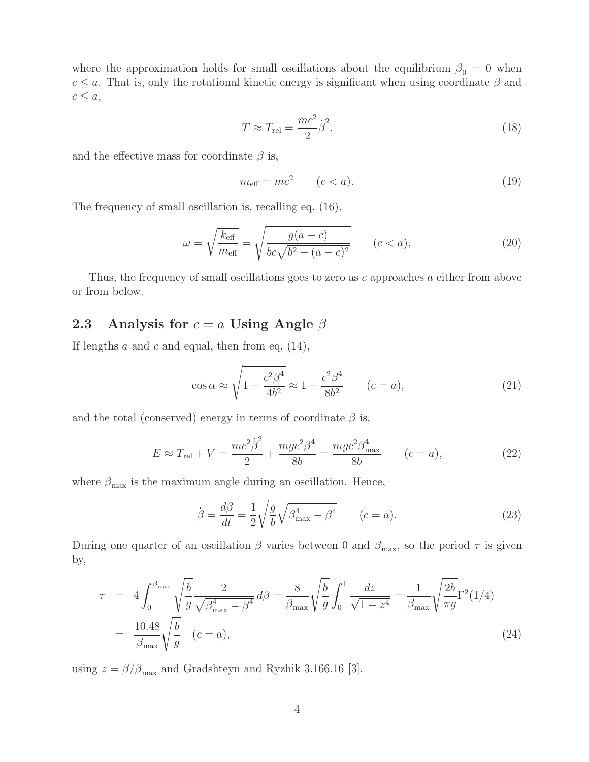where the approximation holds for small oscillations about the equilibrium $\beta_0 = 0$ when $c \le a$. That is, only the rotational kinetic energy is significant when using coordinate $\beta$ and $c \le a$,

$$T \approx T_{\rm rel} = \frac{mc^2}{2}\dot{\beta}^2, \tag{18}$$

and the effective mass for coordinate $\beta$ is,

$$m_{\rm eff} = mc^2 \qquad (c < a). \tag{19}$$

The frequency of small oscillation is, recalling eq. (16),

$$\omega = \sqrt{\frac{k_{\rm eff}}{m_{\rm eff}}} = \sqrt{\frac{g(a-c)}{bc\sqrt{b^2 - (a-c)^2}}} \qquad (c < a), \tag{20}$$

Thus, the frequency of small oscillations goes to zero as $c$ approaches $a$ either from above or from below.

## 2.3 Analysis for $c = a$ Using Angle $\beta$

If lengths $a$ and $c$ and equal, then from eq. (14),

$$\cos\alpha \approx \sqrt{1 - \frac{c^2\beta^4}{4b^2}} \approx 1 - \frac{c^2\beta^4}{8b^2} \qquad (c = a), \tag{21}$$

and the total (conserved) energy in terms of coordinate $\beta$ is,

$$E \approx T_{\rm rel} + V = \frac{mc^2\dot{\beta}^2}{2} + \frac{mgc^2\beta^4}{8b} = \frac{mgc^2\beta_{\rm max}^4}{8b} \qquad (c = a), \tag{22}$$

where $\beta_{\rm max}$ is the maximum angle during an oscillation. Hence,

$$\dot{\beta} = \frac{d\beta}{dt} = \frac{1}{2}\sqrt{\frac{g}{b}}\sqrt{\beta_{\rm max}^4 - \beta^4} \qquad (c = a). \tag{23}$$

During one quarter of an oscillation $\beta$ varies between 0 and $\beta_{\rm max}$, so the period $\tau$ is given by,

$$\begin{aligned}
\tau &= 4\int_0^{\beta_{\rm max}} \sqrt{\frac{b}{g}} \frac{2}{\sqrt{\beta_{\rm max}^4 - \beta^4}}\, d\beta = \frac{8}{\beta_{\rm max}}\sqrt{\frac{b}{g}} \int_0^1 \frac{dz}{\sqrt{1 - z^4}} = \frac{1}{\beta_{\rm max}}\sqrt{\frac{2b}{\pi g}}\Gamma^2(1/4) \\
&= \frac{10.48}{\beta_{\rm max}}\sqrt{\frac{b}{g}} \quad (c = a),
\end{aligned} \tag{24}$$

using $z = \beta/\beta_{\rm max}$ and Gradshteyn and Ryzhik 3.166.16 [3].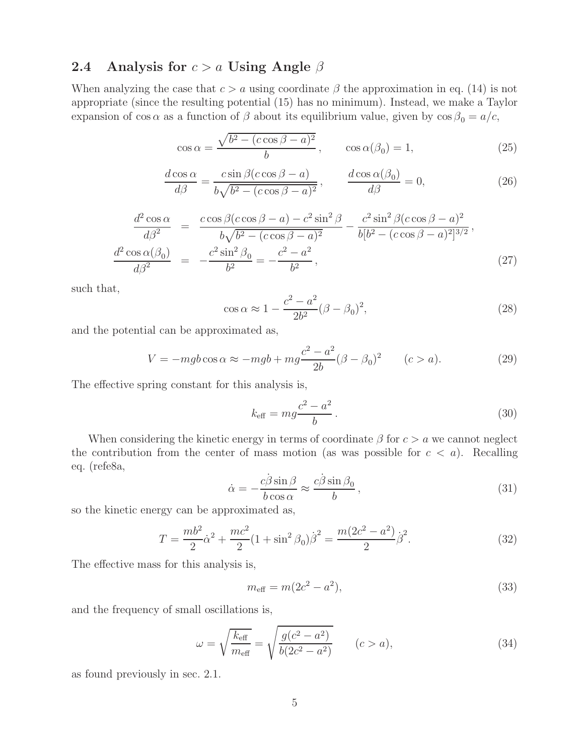## 2.4 Analysis for $c > a$ Using Angle $\beta$

When analyzing the case that $c > a$ using coordinate $\beta$ the approximation in eq. (14) is not appropriate (since the resulting potential (15) has no minimum). Instead, we make a Taylor expansion of $\cos\alpha$ as a function of $\beta$ about its equilibrium value, given by $\cos\beta_0 = a/c$,

$$\cos\alpha = \frac{\sqrt{b^2 - (c\cos\beta - a)^2}}{b}, \qquad \cos\alpha(\beta_0) = 1, \tag{25}$$

$$\frac{d\cos\alpha}{d\beta} = \frac{c\sin\beta(c\cos\beta - a)}{b\sqrt{b^2 - (c\cos\beta - a)^2}}, \qquad \frac{d\cos\alpha(\beta_0)}{d\beta} = 0, \tag{26}$$

$$\begin{aligned}
\frac{d^2\cos\alpha}{d\beta^2} &= \frac{c\cos\beta(c\cos\beta - a) - c^2\sin^2\beta}{b\sqrt{b^2 - (c\cos\beta - a)^2}} - \frac{c^2\sin^2\beta(c\cos\beta - a)^2}{b[b^2 - (c\cos\beta - a)^2]^{3/2}}, \\
\frac{d^2\cos\alpha(\beta_0)}{d\beta^2} &= -\frac{c^2\sin^2\beta_0}{b^2} = -\frac{c^2 - a^2}{b^2},
\end{aligned} \tag{27}$$

such that,

$$\cos\alpha \approx 1 - \frac{c^2 - a^2}{2b^2}(\beta - \beta_0)^2, \tag{28}$$

and the potential can be approximated as,

$$V = -mgb\cos\alpha \approx -mgb + mg\frac{c^2 - a^2}{2b}(\beta - \beta_0)^2 \qquad (c > a). \tag{29}$$

The effective spring constant for this analysis is,

$$k_{\text{eff}} = mg\frac{c^2 - a^2}{b}. \tag{30}$$

When considering the kinetic energy in terms of coordinate $\beta$ for $c > a$ we cannot neglect the contribution from the center of mass motion (as was possible for $c < a$). Recalling eq. (refe8a,

$$\dot{\alpha} = -\frac{c\dot{\beta}\sin\beta}{b\cos\alpha} \approx \frac{c\dot{\beta}\sin\beta_0}{b}, \tag{31}$$

so the kinetic energy can be approximated as,

$$T = \frac{mb^2}{2}\dot{\alpha}^2 + \frac{mc^2}{2}(1 + \sin^2\beta_0)\dot{\beta}^2 = \frac{m(2c^2 - a^2)}{2}\dot{\beta}^2. \tag{32}$$

The effective mass for this analysis is,

$$m_{\text{eff}} = m(2c^2 - a^2), \tag{33}$$

and the frequency of small oscillations is,

$$\omega = \sqrt{\frac{k_{\text{eff}}}{m_{\text{eff}}}} = \sqrt{\frac{g(c^2 - a^2)}{b(2c^2 - a^2)}} \qquad (c > a), \tag{34}$$

as found previously in sec. 2.1.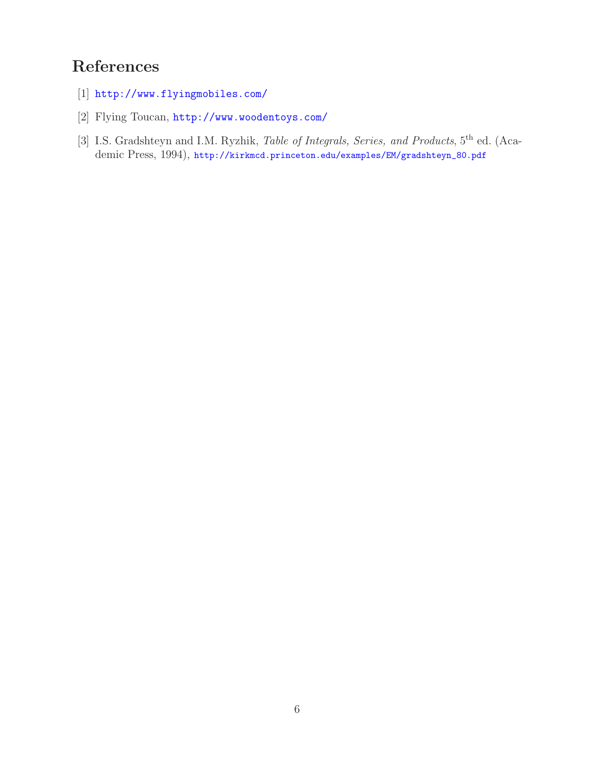## References

[1] http://www.flyingmobiles.com/

[2] Flying Toucan, http://www.woodentoys.com/

[3] I.S. Gradshteyn and I.M. Ryzhik, *Table of Integrals, Series, and Products*, 5th ed. (Academic Press, 1994), http://kirkmcd.princeton.edu/examples/EM/gradshteyn_80.pdf